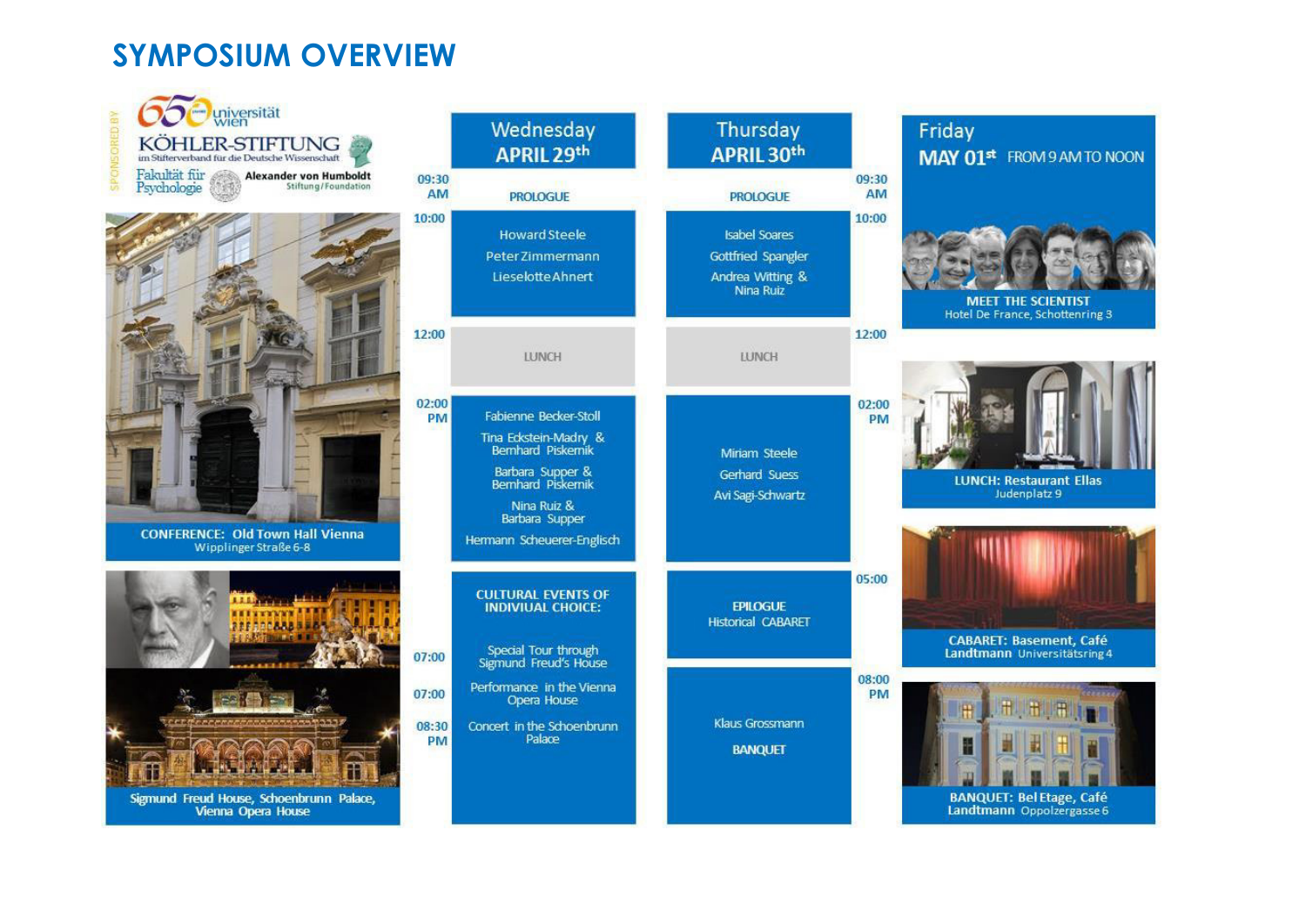# SYMPOSIUM OVERVIEW

SPONSORED BY: 650 Jahre universität wien · KÖHLER-STIFTUNG im Stifterverband für die Deutsche Wissenschaft · Fakultät für Psychologie · Alexander von Humboldt Stiftung/Foundation

**CONFERENCE: Old Town Hall Vienna**
Wipplinger Straße 6-8

**Sigmund Freud House, Schoenbrunn Palace, Vienna Opera House**

## Wednesday APRIL 29th

- **09:30 AM** — PROLOGUE
- **10:00** — Howard Steele; Peter Zimmermann; Lieselotte Ahnert
- **12:00** — LUNCH
- **02:00 PM** — Fabienne Becker-Stoll; Tina Eckstein-Madry & Bernhard Piskernik; Barbara Supper & Bernhard Piskernik; Nina Ruiz & Barbara Supper; Hermann Scheuerer-Englisch
- **CULTURAL EVENTS OF INDIVIUAL CHOICE:**
  - **07:00** — Special Tour through Sigmund Freud's House
  - **07:00** — Performance in the Vienna Opera House
  - **08:30 PM** — Concert in the Schoenbrunn Palace

## Thursday APRIL 30th

- **09:30 AM** — PROLOGUE
- **10:00** — Isabel Soares; Gottfried Spangler; Andrea Witting & Nina Ruiz
- **12:00** — LUNCH
- **02:00 PM** — Miriam Steele; Gerhard Suess; Avi Sagi-Schwartz
- **05:00** — EPILOGUE Historical CABARET
- **08:00 PM** — Klaus Grossmann; BANQUET

## Friday MAY 01st FROM 9 AM TO NOON

**MEET THE SCIENTIST**
Hotel De France, Schottenring 3

**LUNCH: Restaurant Ellas**
Judenplatz 9

**CABARET: Basement, Café Landtmann** Universitätsring 4

**BANQUET: Bel Etage, Café Landtmann** Oppolzergasse 6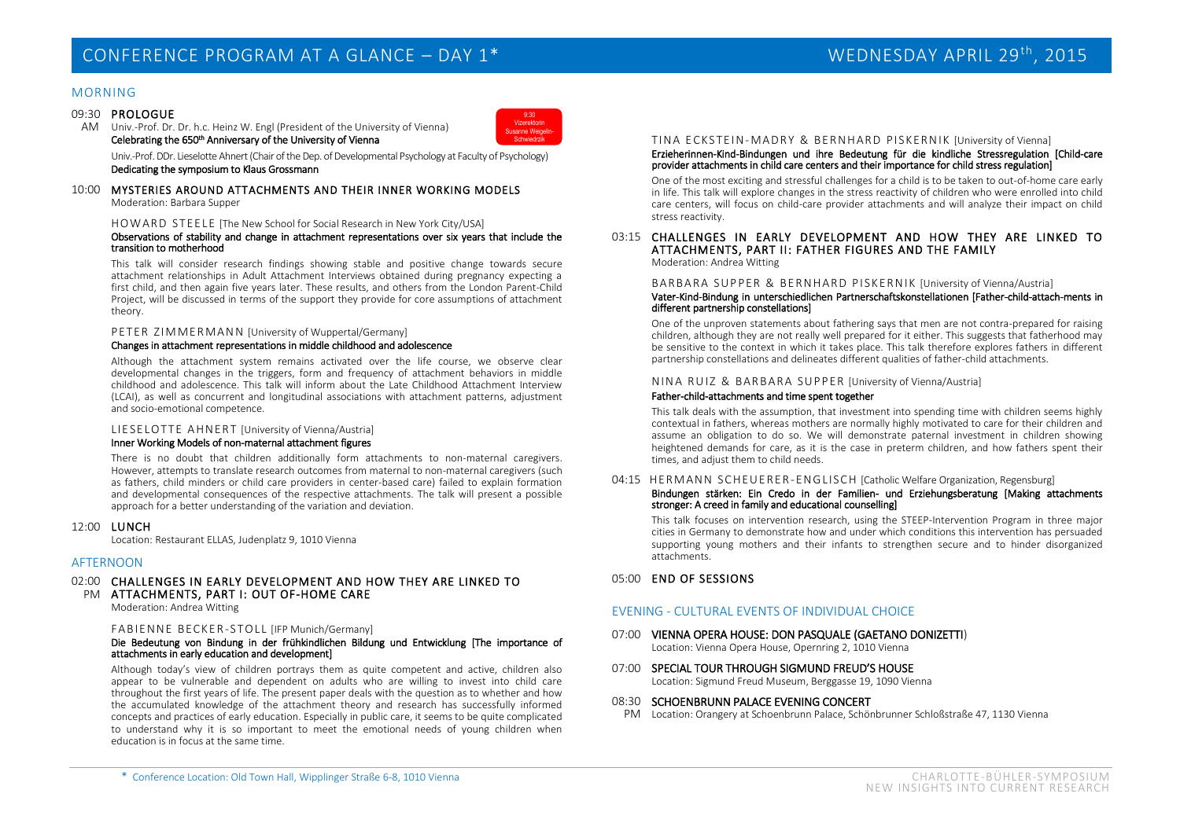# CONFERENCE PROGRAM AT A GLANCE – DAY 1* WEDNESDAY APRIL 29th, 2015

## MORNING

**09:30 AM PROLOGUE**

9:30 Vizerektorin Susanne Weigelin-Schwiedrzik

Univ.-Prof. Dr. Dr. h.c. Heinz W. Engl (President of the University of Vienna)
**Celebrating the 650th Anniversary of the University of Vienna**

Univ.-Prof. DDr. Lieselotte Ahnert (Chair of the Dep. of Developmental Psychology at Faculty of Psychology)
**Dedicating the symposium to Klaus Grossmann**

**10:00 MYSTERIES AROUND ATTACHMENTS AND THEIR INNER WORKING MODELS**
Moderation: Barbara Supper

HOWARD STEELE [The New School for Social Research in New York City/USA]
**Observations of stability and change in attachment representations over six years that include the transition to motherhood**

This talk will consider research findings showing stable and positive change towards secure attachment relationships in Adult Attachment Interviews obtained during pregnancy expecting a first child, and then again five years later. These results, and others from the London Parent-Child Project, will be discussed in terms of the support they provide for core assumptions of attachment theory.

PETER ZIMMERMANN [University of Wuppertal/Germany]
**Changes in attachment representations in middle childhood and adolescence**

Although the attachment system remains activated over the life course, we observe clear developmental changes in the triggers, form and frequency of attachment behaviors in middle childhood and adolescence. This talk will inform about the Late Childhood Attachment Interview (LCAI), as well as concurrent and longitudinal associations with attachment patterns, adjustment and socio-emotional competence.

LIESELOTTE AHNERT [University of Vienna/Austria]
**Inner Working Models of non-maternal attachment figures**

There is no doubt that children additionally form attachments to non-maternal caregivers. However, attempts to translate research outcomes from maternal to non-maternal caregivers (such as fathers, child minders or child care providers in center-based care) failed to explain formation and developmental consequences of the respective attachments. The talk will present a possible approach for a better understanding of the variation and deviation.

**12:00 LUNCH**
Location: Restaurant ELLAS, Judenplatz 9, 1010 Vienna

## AFTERNOON

**02:00 PM CHALLENGES IN EARLY DEVELOPMENT AND HOW THEY ARE LINKED TO ATTACHMENTS, PART I: OUT OF-HOME CARE**
Moderation: Andrea Witting

FABIENNE BECKER-STOLL [IFP Munich/Germany]
**Die Bedeutung von Bindung in der frühkindlichen Bildung und Entwicklung [The importance of attachments in early education and development]**

Although today's view of children portrays them as quite competent and active, children also appear to be vulnerable and dependent on adults who are willing to invest into child care throughout the first years of life. The present paper deals with the question as to whether and how the accumulated knowledge of the attachment theory and research has successfully informed concepts and practices of early education. Especially in public care, it seems to be quite complicated to understand why it is so important to meet the emotional needs of young children when education is in focus at the same time.

TINA ECKSTEIN-MADRY & BERNHARD PISKERNIK [University of Vienna]
**Erzieherinnen-Kind-Bindungen und ihre Bedeutung für die kindliche Stressregulation [Child-care provider attachments in child care centers and their importance for child stress regulation]**

One of the most exciting and stressful challenges for a child is to be taken to out-of-home care early in life. This talk will explore changes in the stress reactivity of children who were enrolled into child care centers, will focus on child-care provider attachments and will analyze their impact on child stress reactivity.

**03:15 CHALLENGES IN EARLY DEVELOPMENT AND HOW THEY ARE LINKED TO ATTACHMENTS, PART II: FATHER FIGURES AND THE FAMILY**
Moderation: Andrea Witting

BARBARA SUPPER & BERNHARD PISKERNIK [University of Vienna/Austria]
**Vater-Kind-Bindung in unterschiedlichen Partnerschaftskonstellationen [Father-child-attach-ments in different partnership constellations]**

One of the unproven statements about fathering says that men are not contra-prepared for raising children, although they are not really well prepared for it either. This suggests that fatherhood may be sensitive to the context in which it takes place. This talk therefore explores fathers in different partnership constellations and delineates different qualities of father-child attachments.

NINA RUIZ & BARBARA SUPPER [University of Vienna/Austria]
**Father-child-attachments and time spent together**

This talk deals with the assumption, that investment into spending time with children seems highly contextual in fathers, whereas mothers are normally highly motivated to care for their children and assume an obligation to do so. We will demonstrate paternal investment in children showing heightened demands for care, as it is the case in preterm children, and how fathers spent their times, and adjust them to child needs.

**04:15** HERMANN SCHEUERER-ENGLISCH [Catholic Welfare Organization, Regensburg]
**Bindungen stärken: Ein Credo in der Familien- und Erziehungsberatung [Making attachments stronger: A creed in family and educational counselling]**

This talk focuses on intervention research, using the STEEP-Intervention Program in three major cities in Germany to demonstrate how and under which conditions this intervention has persuaded supporting young mothers and their infants to strengthen secure and to hinder disorganized attachments.

**05:00 END OF SESSIONS**

## EVENING - CULTURAL EVENTS OF INDIVIDUAL CHOICE

**07:00 VIENNA OPERA HOUSE: DON PASQUALE (GAETANO DONIZETTI)**
Location: Vienna Opera House, Opernring 2, 1010 Vienna

**07:00 SPECIAL TOUR THROUGH SIGMUND FREUD'S HOUSE**
Location: Sigmund Freud Museum, Berggasse 19, 1090 Vienna

**08:30 PM SCHOENBRUNN PALACE EVENING CONCERT**
Location: Orangery at Schoenbrunn Palace, Schönbrunner Schloßstraße 47, 1130 Vienna

\* Conference Location: Old Town Hall, Wipplinger Straße 6-8, 1010 Vienna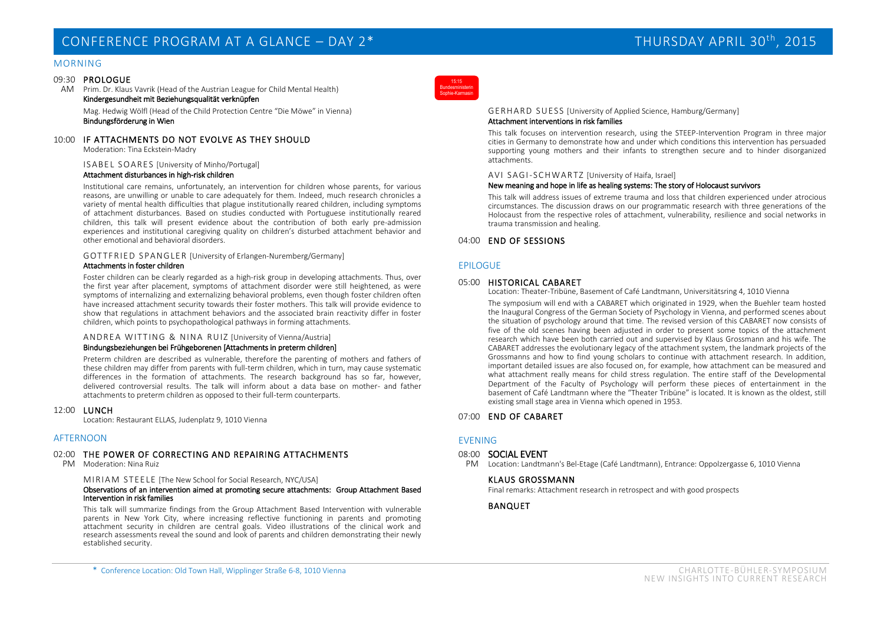# CONFERENCE PROGRAM AT A GLANCE – DAY 2*

# THURSDAY APRIL 30th, 2015

## MORNING

### 09:30 AM PROLOGUE

Prim. Dr. Klaus Vavrik (Head of the Austrian League for Child Mental Health)
**Kindergesundheit mit Beziehungsqualität verknüpfen**

Mag. Hedwig Wölfl (Head of the Child Protection Centre "Die Möwe" in Vienna)
**Bindungsförderung in Wien**

### 10:00 IF ATTACHMENTS DO NOT EVOLVE AS THEY SHOULD

Moderation: Tina Eckstein-Madry

ISABEL SOARES [University of Minho/Portugal]
**Attachment disturbances in high-risk children**

Institutional care remains, unfortunately, an intervention for children whose parents, for various reasons, are unwilling or unable to care adequately for them. Indeed, much research chronicles a variety of mental health difficulties that plague institutionally reared children, including symptoms of attachment disturbances. Based on studies conducted with Portuguese institutionally reared children, this talk will present evidence about the contribution of both early pre-admission experiences and institutional caregiving quality on children's disturbed attachment behavior and other emotional and behavioral disorders.

GOTTFRIED SPANGLER [University of Erlangen-Nuremberg/Germany]
**Attachments in foster children**

Foster children can be clearly regarded as a high-risk group in developing attachments. Thus, over the first year after placement, symptoms of attachment disorder were still heightened, as were symptoms of internalizing and externalizing behavioral problems, even though foster children often have increased attachment security towards their foster mothers. This talk will provide evidence to show that regulations in attachment behaviors and the associated brain reactivity differ in foster children, which points to psychopathological pathways in forming attachments.

ANDREA WITTING & NINA RUIZ [University of Vienna/Austria]
**Bindungsbeziehungen bei Frühgeborenen [Attachments in preterm children]**

Preterm children are described as vulnerable, therefore the parenting of mothers and fathers of these children may differ from parents with full-term children, which in turn, may cause systematic differences in the formation of attachments. The research background has so far, however, delivered controversial results. The talk will inform about a data base on mother- and father attachments to preterm children as opposed to their full-term counterparts.

### 12:00 LUNCH

Location: Restaurant ELLAS, Judenplatz 9, 1010 Vienna

## AFTERNOON

### 02:00 PM THE POWER OF CORRECTING AND REPAIRING ATTACHMENTS

Moderation: Nina Ruiz

MIRIAM STEELE [The New School for Social Research, NYC/USA]
**Observations of an intervention aimed at promoting secure attachments: Group Attachment Based Intervention in risk families**

This talk will summarize findings from the Group Attachment Based Intervention with vulnerable parents in New York City, where increasing reflective functioning in parents and promoting attachment security in children are central goals. Video illustrations of the clinical work and research assessments reveal the sound and look of parents and children demonstrating their newly established security.

15:15 Bundesministerin Sophie-Karmasin

GERHARD SUESS [University of Applied Science, Hamburg/Germany]
**Attachment interventions in risk families**

This talk focuses on intervention research, using the STEEP-Intervention Program in three major cities in Germany to demonstrate how and under which conditions this intervention has persuaded supporting young mothers and their infants to strengthen secure and to hinder disorganized attachments.

AVI SAGI-SCHWARTZ [University of Haifa, Israel]
**New meaning and hope in life as healing systems: The story of Holocaust survivors**

This talk will address issues of extreme trauma and loss that children experienced under atrocious circumstances. The discussion draws on our programmatic research with three generations of the Holocaust from the respective roles of attachment, vulnerability, resilience and social networks in trauma transmission and healing.

### 04:00 END OF SESSIONS

## EPILOGUE

### 05:00 HISTORICAL CABARET

Location: Theater-Tribüne, Basement of Café Landtmann, Universitätsring 4, 1010 Vienna

The symposium will end with a CABARET which originated in 1929, when the Buehler team hosted the Inaugural Congress of the German Society of Psychology in Vienna, and performed scenes about the situation of psychology around that time. The revised version of this CABARET now consists of five of the old scenes having been adjusted in order to present some topics of the attachment research which have been both carried out and supervised by Klaus Grossmann and his wife. The CABARET addresses the evolutionary legacy of the attachment system, the landmark projects of the Grossmanns and how to find young scholars to continue with attachment research. In addition, important detailed issues are also focused on, for example, how attachment can be measured and what attachment really means for child stress regulation. The entire staff of the Developmental Department of the Faculty of Psychology will perform these pieces of entertainment in the basement of Café Landtmann where the "Theater Tribüne" is located. It is known as the oldest, still existing small stage area in Vienna which opened in 1953.

### 07:00 END OF CABARET

## EVENING

### 08:00 PM SOCIAL EVENT

Location: Landtmann's Bel-Etage (Café Landtmann), Entrance: Oppolzergasse 6, 1010 Vienna

**KLAUS GROSSMANN**

Final remarks: Attachment research in retrospect and with good prospects

**BANQUET**

* Conference Location: Old Town Hall, Wipplinger Straße 6-8, 1010 Vienna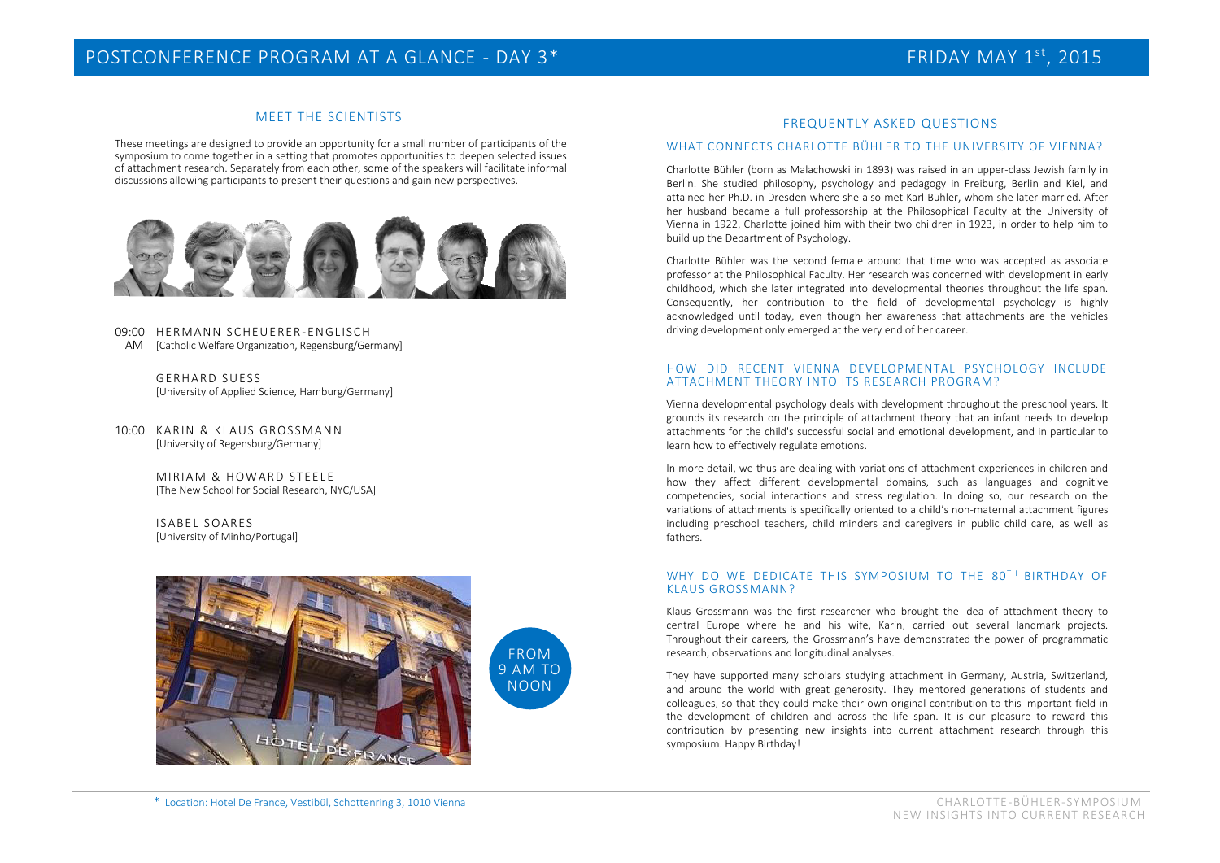# POSTCONFERENCE PROGRAM AT A GLANCE - DAY 3*

FRIDAY MAY 1st, 2015

## MEET THE SCIENTISTS

These meetings are designed to provide an opportunity for a small number of participants of the symposium to come together in a setting that promotes opportunities to deepen selected issues of attachment research. Separately from each other, some of the speakers will facilitate informal discussions allowing participants to present their questions and gain new perspectives.

09:00 AM HERMANN SCHEUERER-ENGLISCH
[Catholic Welfare Organization, Regensburg/Germany]

GERHARD SUESS
[University of Applied Science, Hamburg/Germany]

10:00 KARIN & KLAUS GROSSMANN
[University of Regensburg/Germany]

MIRIAM & HOWARD STEELE
[The New School for Social Research, NYC/USA]

ISABEL SOARES
[University of Minho/Portugal]

FROM 9 AM TO NOON

## FREQUENTLY ASKED QUESTIONS

### WHAT CONNECTS CHARLOTTE BÜHLER TO THE UNIVERSITY OF VIENNA?

Charlotte Bühler (born as Malachowski in 1893) was raised in an upper-class Jewish family in Berlin. She studied philosophy, psychology and pedagogy in Freiburg, Berlin and Kiel, and attained her Ph.D. in Dresden where she also met Karl Bühler, whom she later married. After her husband became a full professorship at the Philosophical Faculty at the University of Vienna in 1922, Charlotte joined him with their two children in 1923, in order to help him to build up the Department of Psychology.

Charlotte Bühler was the second female around that time who was accepted as associate professor at the Philosophical Faculty. Her research was concerned with development in early childhood, which she later integrated into developmental theories throughout the life span. Consequently, her contribution to the field of developmental psychology is highly acknowledged until today, even though her awareness that attachments are the vehicles driving development only emerged at the very end of her career.

### HOW DID RECENT VIENNA DEVELOPMENTAL PSYCHOLOGY INCLUDE ATTACHMENT THEORY INTO ITS RESEARCH PROGRAM?

Vienna developmental psychology deals with development throughout the preschool years. It grounds its research on the principle of attachment theory that an infant needs to develop attachments for the child's successful social and emotional development, and in particular to learn how to effectively regulate emotions.

In more detail, we thus are dealing with variations of attachment experiences in children and how they affect different developmental domains, such as languages and cognitive competencies, social interactions and stress regulation. In doing so, our research on the variations of attachments is specifically oriented to a child's non-maternal attachment figures including preschool teachers, child minders and caregivers in public child care, as well as fathers.

### WHY DO WE DEDICATE THIS SYMPOSIUM TO THE 80TH BIRTHDAY OF KLAUS GROSSMANN?

Klaus Grossmann was the first researcher who brought the idea of attachment theory to central Europe where he and his wife, Karin, carried out several landmark projects. Throughout their careers, the Grossmann's have demonstrated the power of programmatic research, observations and longitudinal analyses.

They have supported many scholars studying attachment in Germany, Austria, Switzerland, and around the world with great generosity. They mentored generations of students and colleagues, so that they could make their own original contribution to this important field in the development of children and across the life span. It is our pleasure to reward this contribution by presenting new insights into current attachment research through this symposium. Happy Birthday!

* Location: Hotel De France, Vestibül, Schottenring 3, 1010 Vienna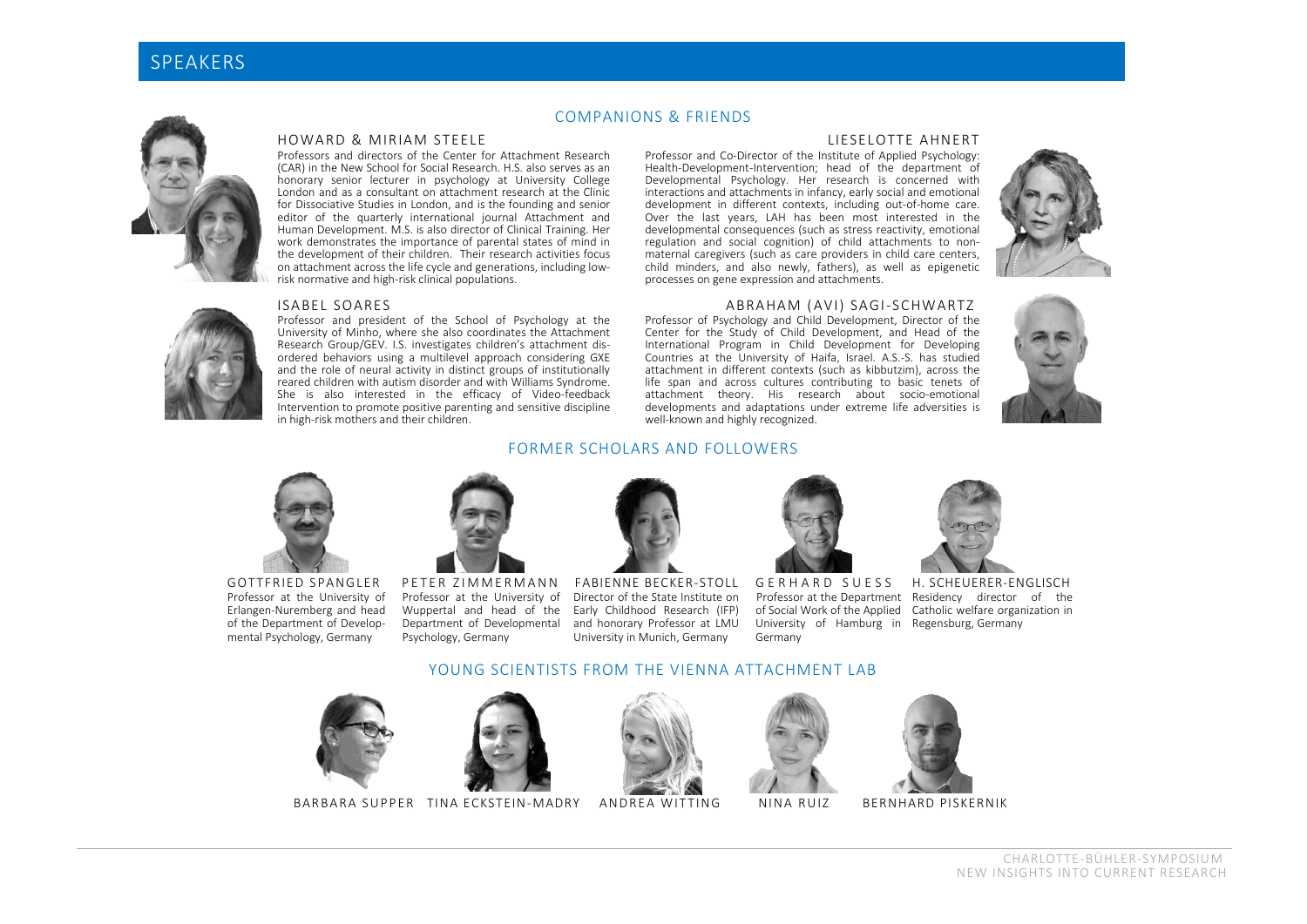# SPEAKERS

## COMPANIONS & FRIENDS

### HOWARD & MIRIAM STEELE

Professors and directors of the Center for Attachment Research (CAR) in the New School for Social Research. H.S. also serves as an honorary senior lecturer in psychology at University College London and as a consultant on attachment research at the Clinic for Dissociative Studies in London, and is the founding and senior editor of the quarterly international journal Attachment and Human Development. M.S. is also director of Clinical Training. Her work demonstrates the importance of parental states of mind in the development of their children. Their research activities focus on attachment across the life cycle and generations, including low-risk normative and high-risk clinical populations.

### LIESELOTTE AHNERT

Professor and Co-Director of the Institute of Applied Psychology: Health-Development-Intervention; head of the department of Developmental Psychology. Her research is concerned with interactions and attachments in infancy, early social and emotional development in different contexts, including out-of-home care. Over the last years, LAH has been most interested in the developmental consequences (such as stress reactivity, emotional regulation and social cognition) of child attachments to non-maternal caregivers (such as care providers in child care centers, child minders, and also newly, fathers), as well as epigenetic processes on gene expression and attachments.

### ISABEL SOARES

Professor and president of the School of Psychology at the University of Minho, where she also coordinates the Attachment Research Group/GEV. I.S. investigates children's attachment disordered behaviors using a multilevel approach considering GXE and the role of neural activity in distinct groups of institutionally reared children with autism disorder and with Williams Syndrome. She is also interested in the efficacy of Video-feedback Intervention to promote positive parenting and sensitive discipline in high-risk mothers and their children.

### ABRAHAM (AVI) SAGI-SCHWARTZ

Professor of Psychology and Child Development, Director of the Center for the Study of Child Development, and Head of the International Program in Child Development for Developing Countries at the University of Haifa, Israel. A.S.-S. has studied attachment in different contexts (such as kibbutzim), across the life span and across cultures contributing to basic tenets of attachment theory. His research about socio-emotional developments and adaptations under extreme life adversities is well-known and highly recognized.

## FORMER SCHOLARS AND FOLLOWERS

### GOTTFRIED SPANGLER

Professor at the University of Erlangen-Nuremberg and head of the Department of Developmental Psychology, Germany

### PETER ZIMMERMANN

Professor at the University of Wuppertal and head of the Department of Developmental Psychology, Germany

### FABIENNE BECKER-STOLL

Director of the State Institute on Early Childhood Research (IFP) and honorary Professor at LMU University in Munich, Germany

### GERHARD SUESS

Professor at the Department of Social Work of the Applied University of Hamburg in Germany

### H. SCHEUERER-ENGLISCH

Residency director of the Catholic welfare organization in Regensburg, Germany

## YOUNG SCIENTISTS FROM THE VIENNA ATTACHMENT LAB

BARBARA SUPPER · TINA ECKSTEIN-MADRY · ANDREA WITTING · NINA RUIZ · BERNHARD PISKERNIK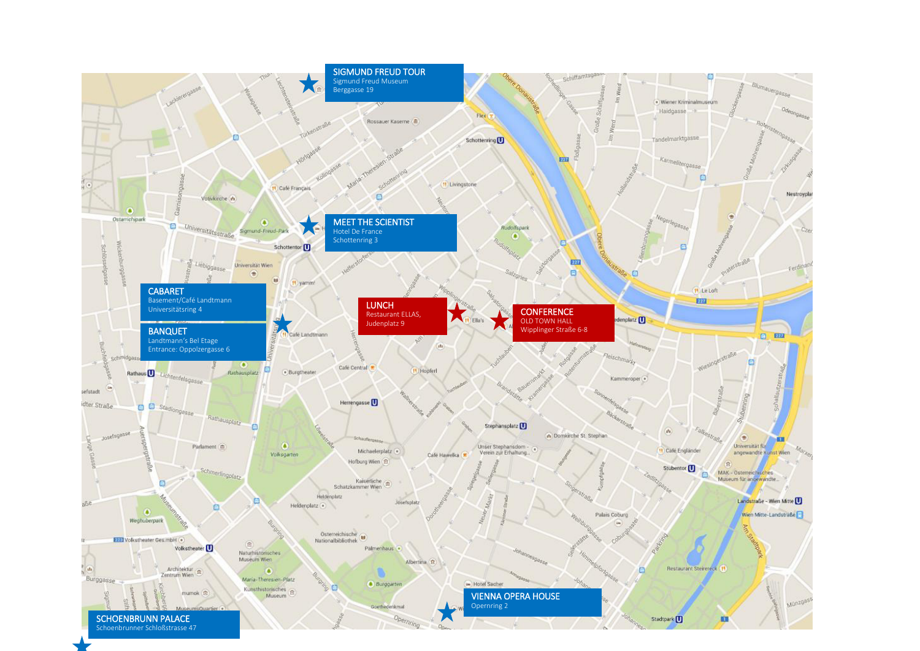SIGMUND FREUD TOUR
Sigmund Freud Museum
Berggasse 19

MEET THE SCIENTIST
Hotel De France
Schottenring 3

CABARET
Basement/Café Landtmann
Universitätsring 4

BANQUET
Landtmann's Bel Etage
Entrance: Oppolzergasse 6

LUNCH
Restaurant ELLAS,
Judenplatz 9

CONFERENCE
OLD TOWN HALL
Wipplinger Straße 6-8

VIENNA OPERA HOUSE
Opernring 2

SCHOENBRUNN PALACE
Schoenbrunner Schloßstrasse 47